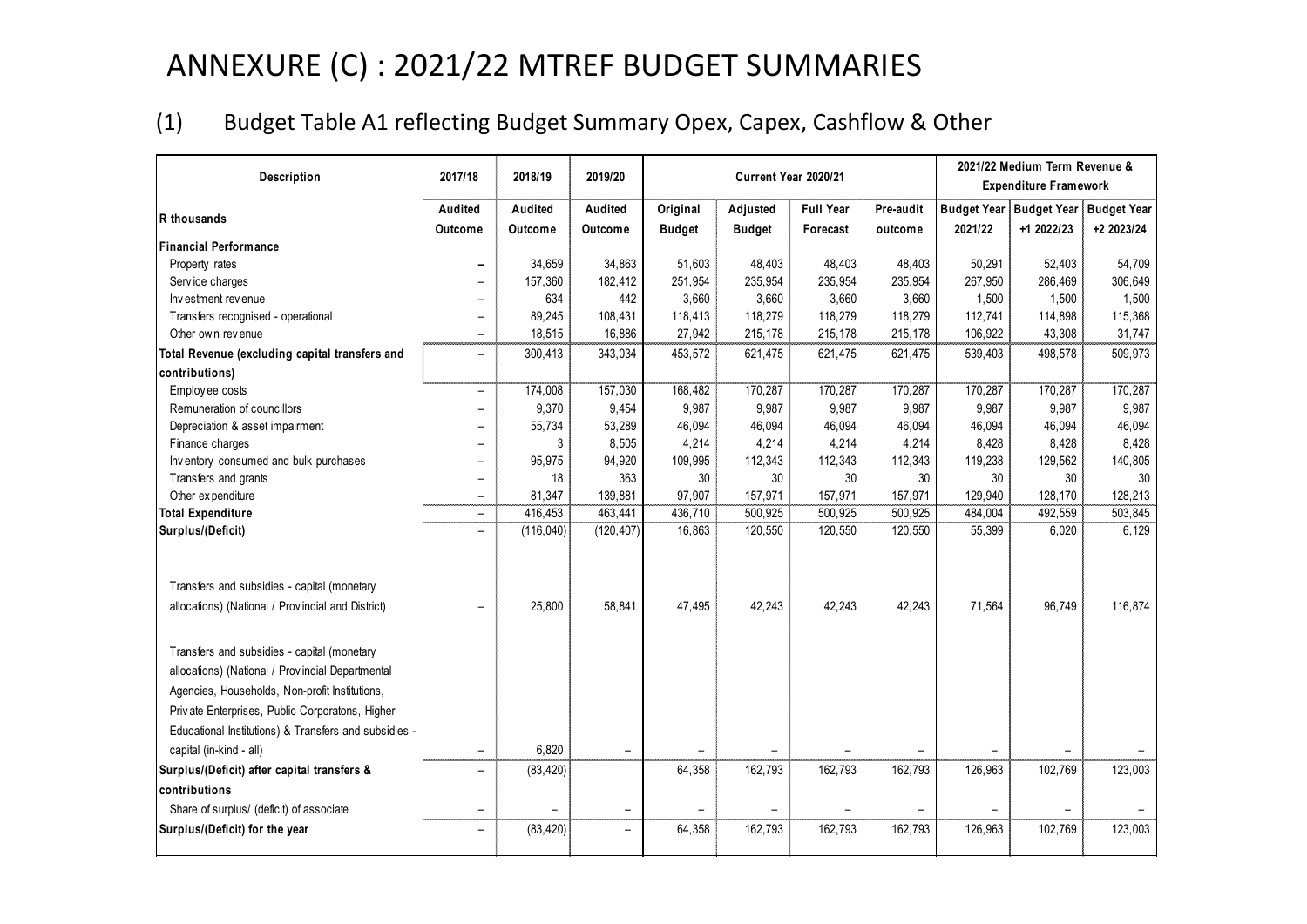# ANNEXURE (C) : 2021/22 MTREF BUDGET SUMMARIES

## (1) Budget Table A1 reflecting Budget Summary Opex, Capex, Cashflow & Other

| Description | 2017/18 | 2018/19 | 2019/20 | Current Year 2020/21 | | | | 2021/22 Medium Term Revenue & Expenditure Framework | | |
|---|---|---|---|---|---|---|---|---|---|---|
| R thousands | Audited Outcome | Audited Outcome | Audited Outcome | Original Budget | Adjusted Budget | Full Year Forecast | Pre-audit outcome | Budget Year 2021/22 | Budget Year +1 2022/23 | Budget Year +2 2023/24 |
| **Financial Performance** | | | | | | | | | | |
| Property rates | – | 34,659 | 34,863 | 51,603 | 48,403 | 48,403 | 48,403 | 50,291 | 52,403 | 54,709 |
| Service charges | – | 157,360 | 182,412 | 251,954 | 235,954 | 235,954 | 235,954 | 267,950 | 286,469 | 306,649 |
| Investment revenue | – | 634 | 442 | 3,660 | 3,660 | 3,660 | 3,660 | 1,500 | 1,500 | 1,500 |
| Transfers recognised - operational | – | 89,245 | 108,431 | 118,413 | 118,279 | 118,279 | 118,279 | 112,741 | 114,898 | 115,368 |
| Other own revenue | – | 18,515 | 16,886 | 27,942 | 215,178 | 215,178 | 215,178 | 106,922 | 43,308 | 31,747 |
| **Total Revenue (excluding capital transfers and contributions)** | – | 300,413 | 343,034 | 453,572 | 621,475 | 621,475 | 621,475 | 539,403 | 498,578 | 509,973 |
| Employee costs | – | 174,008 | 157,030 | 168,482 | 170,287 | 170,287 | 170,287 | 170,287 | 170,287 | 170,287 |
| Remuneration of councillors | – | 9,370 | 9,454 | 9,987 | 9,987 | 9,987 | 9,987 | 9,987 | 9,987 | 9,987 |
| Depreciation & asset impairment | – | 55,734 | 53,289 | 46,094 | 46,094 | 46,094 | 46,094 | 46,094 | 46,094 | 46,094 |
| Finance charges | – | 3 | 8,505 | 4,214 | 4,214 | 4,214 | 4,214 | 8,428 | 8,428 | 8,428 |
| Inventory consumed and bulk purchases | – | 95,975 | 94,920 | 109,995 | 112,343 | 112,343 | 112,343 | 119,238 | 129,562 | 140,805 |
| Transfers and grants | – | 18 | 363 | 30 | 30 | 30 | 30 | 30 | 30 | 30 |
| Other expenditure | – | 81,347 | 139,881 | 97,907 | 157,971 | 157,971 | 157,971 | 129,940 | 128,170 | 128,213 |
| **Total Expenditure** | – | 416,453 | 463,441 | 436,710 | 500,925 | 500,925 | 500,925 | 484,004 | 492,559 | 503,845 |
| **Surplus/(Deficit)** | – | (116,040) | (120,407) | 16,863 | 120,550 | 120,550 | 120,550 | 55,399 | 6,020 | 6,129 |
| Transfers and subsidies - capital (monetary allocations) (National / Provincial and District) | – | 25,800 | 58,841 | 47,495 | 42,243 | 42,243 | 42,243 | 71,564 | 96,749 | 116,874 |
| Transfers and subsidies - capital (monetary allocations) (National / Provincial Departmental Agencies, Households, Non-profit Institutions, Private Enterprises, Public Corporatons, Higher Educational Institutions) & Transfers and subsidies - capital (in-kind - all) | – | 6,820 | – | – | – | – | – | – | – | – |
| **Surplus/(Deficit) after capital transfers & contributions** | – | (83,420) | | 64,358 | 162,793 | 162,793 | 162,793 | 126,963 | 102,769 | 123,003 |
| Share of surplus/ (deficit) of associate | – | – | – | – | – | – | – | – | – | – |
| **Surplus/(Deficit) for the year** | – | (83,420) | – | 64,358 | 162,793 | 162,793 | 162,793 | 126,963 | 102,769 | 123,003 |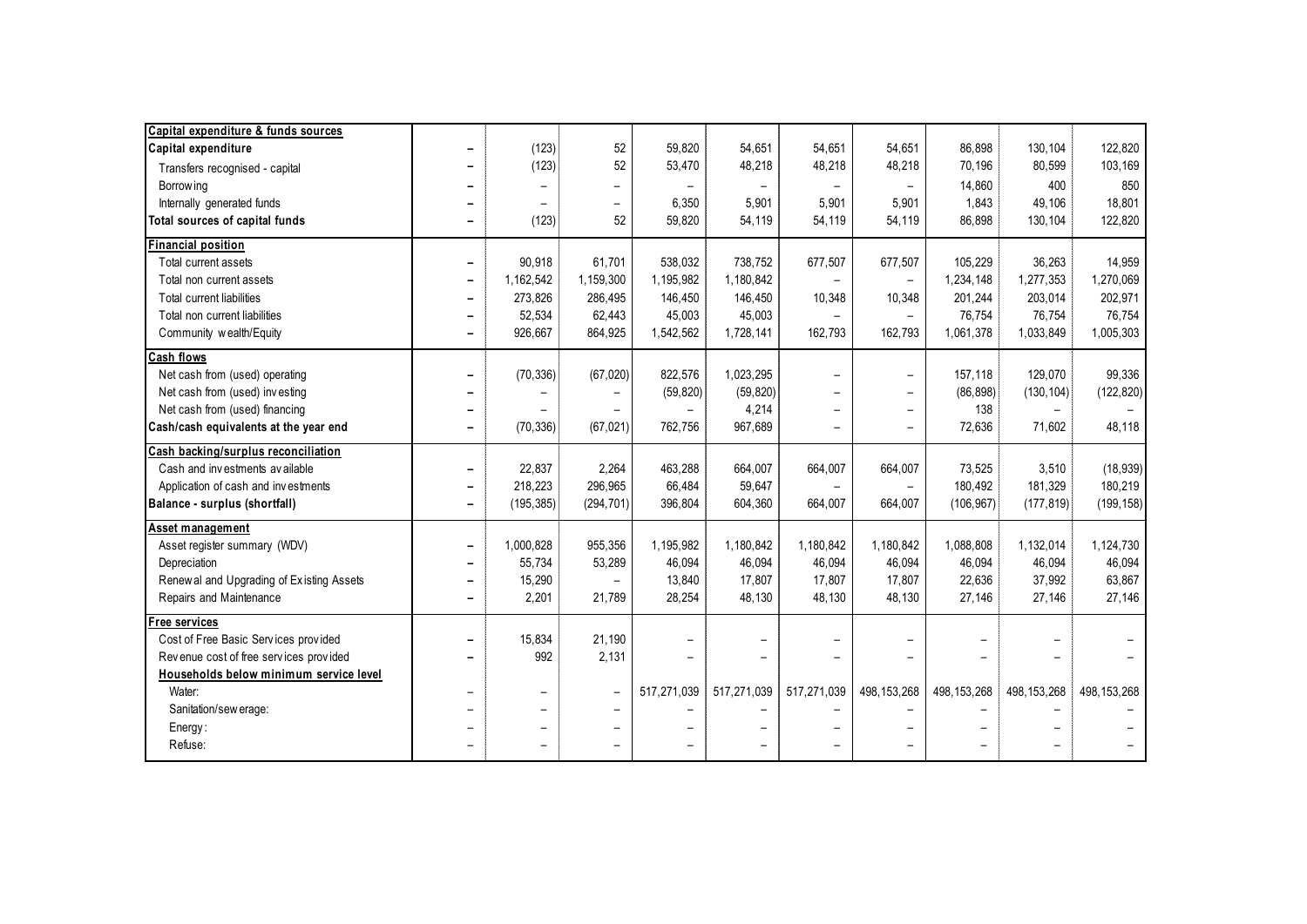| Capital expenditure & funds sources | | | | | | | | | | |
|---|---|---|---|---|---|---|---|---|---|---|
| **Capital expenditure** | – | (123) | 52 | 59,820 | 54,651 | 54,651 | 54,651 | 86,898 | 130,104 | 122,820 |
| Transfers recognised - capital | – | (123) | 52 | 53,470 | 48,218 | 48,218 | 48,218 | 70,196 | 80,599 | 103,169 |
| Borrowing | – | – | – | – | – | – | – | 14,860 | 400 | 850 |
| Internally generated funds | – | – | – | 6,350 | 5,901 | 5,901 | 5,901 | 1,843 | 49,106 | 18,801 |
| **Total sources of capital funds** | – | (123) | 52 | 59,820 | 54,119 | 54,119 | 54,119 | 86,898 | 130,104 | 122,820 |
| **Financial position** | | | | | | | | | | |
| Total current assets | – | 90,918 | 61,701 | 538,032 | 738,752 | 677,507 | 677,507 | 105,229 | 36,263 | 14,959 |
| Total non current assets | – | 1,162,542 | 1,159,300 | 1,195,982 | 1,180,842 | – | – | 1,234,148 | 1,277,353 | 1,270,069 |
| Total current liabilities | – | 273,826 | 286,495 | 146,450 | 146,450 | 10,348 | 10,348 | 201,244 | 203,014 | 202,971 |
| Total non current liabilities | – | 52,534 | 62,443 | 45,003 | 45,003 | – | – | 76,754 | 76,754 | 76,754 |
| Community wealth/Equity | – | 926,667 | 864,925 | 1,542,562 | 1,728,141 | 162,793 | 162,793 | 1,061,378 | 1,033,849 | 1,005,303 |
| **Cash flows** | | | | | | | | | | |
| Net cash from (used) operating | – | (70,336) | (67,020) | 822,576 | 1,023,295 | – | – | 157,118 | 129,070 | 99,336 |
| Net cash from (used) investing | – | – | – | (59,820) | (59,820) | – | – | (86,898) | (130,104) | (122,820) |
| Net cash from (used) financing | – | – | – | – | 4,214 | – | – | 138 | – | – |
| **Cash/cash equivalents at the year end** | – | (70,336) | (67,021) | 762,756 | 967,689 | – | – | 72,636 | 71,602 | 48,118 |
| **Cash backing/surplus reconciliation** | | | | | | | | | | |
| Cash and investments available | – | 22,837 | 2,264 | 463,288 | 664,007 | 664,007 | 664,007 | 73,525 | 3,510 | (18,939) |
| Application of cash and investments | – | 218,223 | 296,965 | 66,484 | 59,647 | – | – | 180,492 | 181,329 | 180,219 |
| **Balance - surplus (shortfall)** | – | (195,385) | (294,701) | 396,804 | 604,360 | 664,007 | 664,007 | (106,967) | (177,819) | (199,158) |
| **Asset management** | | | | | | | | | | |
| Asset register summary (WDV) | – | 1,000,828 | 955,356 | 1,195,982 | 1,180,842 | 1,180,842 | 1,180,842 | 1,088,808 | 1,132,014 | 1,124,730 |
| Depreciation | – | 55,734 | 53,289 | 46,094 | 46,094 | 46,094 | 46,094 | 46,094 | 46,094 | 46,094 |
| Renewal and Upgrading of Existing Assets | – | 15,290 | – | 13,840 | 17,807 | 17,807 | 17,807 | 22,636 | 37,992 | 63,867 |
| Repairs and Maintenance | – | 2,201 | 21,789 | 28,254 | 48,130 | 48,130 | 48,130 | 27,146 | 27,146 | 27,146 |
| **Free services** | | | | | | | | | | |
| Cost of Free Basic Services provided | – | 15,834 | 21,190 | – | – | – | – | – | – | – |
| Revenue cost of free services provided | – | 992 | 2,131 | – | – | – | – | – | – | – |
| **Households below minimum service level** | | | | | | | | | | |
| Water: | – | – | – | 517,271,039 | 517,271,039 | 517,271,039 | 498,153,268 | 498,153,268 | 498,153,268 | 498,153,268 |
| Sanitation/sewerage: | – | – | – | – | – | – | – | – | – | – |
| Energy: | – | – | – | – | – | – | – | – | – | – |
| Refuse: | – | – | – | – | – | – | – | – | – | – |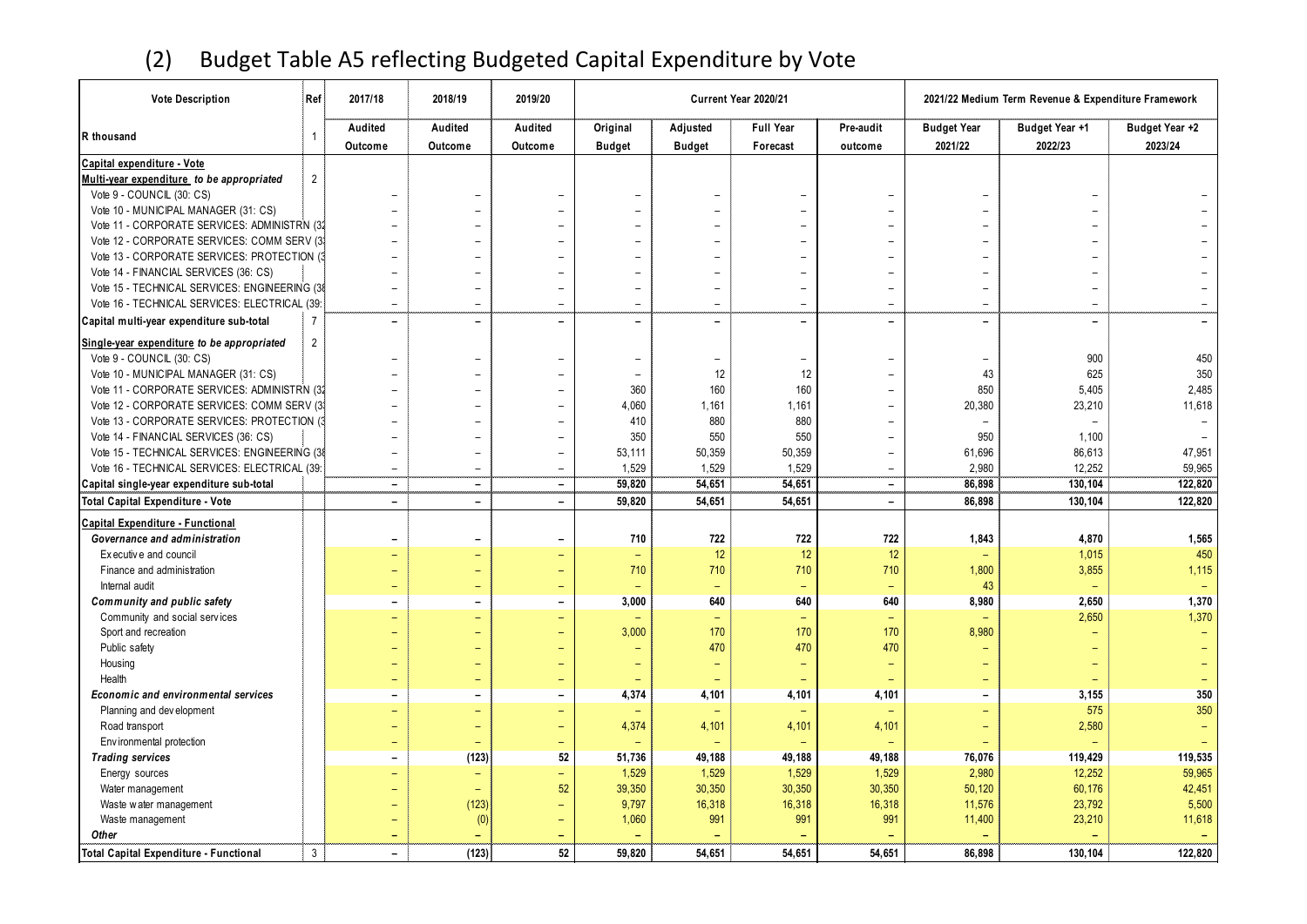## (2) Budget Table A5 reflecting Budgeted Capital Expenditure by Vote

| Vote Description | Ref | 2017/18 | 2018/19 | 2019/20 | Current Year 2020/21 | | | | 2021/22 Medium Term Revenue & Expenditure Framework | | |
|---|---|---|---|---|---|---|---|---|---|---|---|
| R thousand | 1 | Audited Outcome | Audited Outcome | Audited Outcome | Original Budget | Adjusted Budget | Full Year Forecast | Pre-audit outcome | Budget Year 2021/22 | Budget Year +1 2022/23 | Budget Year +2 2023/24 |
| **Capital expenditure - Vote** | | | | | | | | | | | |
| **Multi-year expenditure *to be appropriated*** | 2 | | | | | | | | | | |
| Vote 9 - COUNCIL (30: CS) | | – | – | – | – | – | – | – | – | – | – |
| Vote 10 - MUNICIPAL MANAGER (31: CS) | | – | – | – | – | – | – | – | – | – | – |
| Vote 11 - CORPORATE SERVICES: ADMINISTRN (32 | | – | – | – | – | – | – | – | – | – | – |
| Vote 12 - CORPORATE SERVICES: COMM SERV (3 | | – | – | – | – | – | – | – | – | – | – |
| Vote 13 - CORPORATE SERVICES: PROTECTION (3 | | – | – | – | – | – | – | – | – | – | – |
| Vote 14 - FINANCIAL SERVICES (36: CS) | | – | – | – | – | – | – | – | – | – | – |
| Vote 15 - TECHNICAL SERVICES: ENGINEERING (38 | | – | – | – | – | – | – | – | – | – | – |
| Vote 16 - TECHNICAL SERVICES: ELECTRICAL (39: | | – | – | – | – | – | – | – | – | – | – |
| **Capital multi-year expenditure sub-total** | 7 | – | – | – | – | – | – | – | – | – | – |
| **Single-year expenditure *to be appropriated*** | 2 | | | | | | | | | | |
| Vote 9 - COUNCIL (30: CS) | | – | – | – | – | – | – | – | – | 900 | 450 |
| Vote 10 - MUNICIPAL MANAGER (31: CS) | | – | – | – | – | 12 | 12 | – | 43 | 625 | 350 |
| Vote 11 - CORPORATE SERVICES: ADMINISTRN (32 | | – | – | – | 360 | 160 | 160 | – | 850 | 5,405 | 2,485 |
| Vote 12 - CORPORATE SERVICES: COMM SERV (3 | | – | – | – | 4,060 | 1,161 | 1,161 | – | 20,380 | 23,210 | 11,618 |
| Vote 13 - CORPORATE SERVICES: PROTECTION (3 | | – | – | – | 410 | 880 | 880 | – | – | – | – |
| Vote 14 - FINANCIAL SERVICES (36: CS) | | – | – | – | 350 | 550 | 550 | – | 950 | 1,100 | – |
| Vote 15 - TECHNICAL SERVICES: ENGINEERING (38 | | – | – | – | 53,111 | 50,359 | 50,359 | – | 61,696 | 86,613 | 47,951 |
| Vote 16 - TECHNICAL SERVICES: ELECTRICAL (39: | | – | – | – | 1,529 | 1,529 | 1,529 | – | 2,980 | 12,252 | 59,965 |
| **Capital single-year expenditure sub-total** | | – | – | – | **59,820** | **54,651** | **54,651** | – | **86,898** | **130,104** | **122,820** |
| **Total Capital Expenditure - Vote** | | – | – | – | **59,820** | **54,651** | **54,651** | – | **86,898** | **130,104** | **122,820** |
| **Capital Expenditure - Functional** | | | | | | | | | | | |
| ***Governance and administration*** | | – | – | – | **710** | **722** | **722** | **722** | **1,843** | **4,870** | **1,565** |
| Executive and council | | – | – | – | – | 12 | 12 | 12 | – | 1,015 | 450 |
| Finance and administration | | – | – | – | 710 | 710 | 710 | 710 | 1,800 | 3,855 | 1,115 |
| Internal audit | | – | – | – | – | – | – | – | 43 | – | – |
| ***Community and public safety*** | | – | – | – | **3,000** | **640** | **640** | **640** | **8,980** | **2,650** | **1,370** |
| Community and social services | | – | – | – | – | – | – | – | – | 2,650 | 1,370 |
| Sport and recreation | | – | – | – | 3,000 | 170 | 170 | 170 | 8,980 | – | – |
| Public safety | | – | – | – | – | 470 | 470 | 470 | – | – | – |
| Housing | | – | – | – | – | – | – | – | – | – | – |
| Health | | – | – | – | – | – | – | – | – | – | – |
| ***Economic and environmental services*** | | – | – | – | **4,374** | **4,101** | **4,101** | **4,101** | – | **3,155** | **350** |
| Planning and development | | – | – | – | – | – | – | – | – | 575 | 350 |
| Road transport | | – | – | – | 4,374 | 4,101 | 4,101 | 4,101 | – | 2,580 | – |
| Environmental protection | | – | – | – | – | – | – | – | – | – | – |
| ***Trading services*** | | – | **(123)** | **52** | **51,736** | **49,188** | **49,188** | **49,188** | **76,076** | **119,429** | **119,535** |
| Energy sources | | – | – | – | 1,529 | 1,529 | 1,529 | 1,529 | 2,980 | 12,252 | 59,965 |
| Water management | | – | – | 52 | 39,350 | 30,350 | 30,350 | 30,350 | 50,120 | 60,176 | 42,451 |
| Waste water management | | – | (123) | – | 9,797 | 16,318 | 16,318 | 16,318 | 11,576 | 23,792 | 5,500 |
| Waste management | | – | (0) | – | 1,060 | 991 | 991 | 991 | 11,400 | 23,210 | 11,618 |
| ***Other*** | | – | – | – | – | – | – | – | – | – | – |
| **Total Capital Expenditure - Functional** | 3 | – | **(123)** | **52** | **59,820** | **54,651** | **54,651** | **54,651** | **86,898** | **130,104** | **122,820** |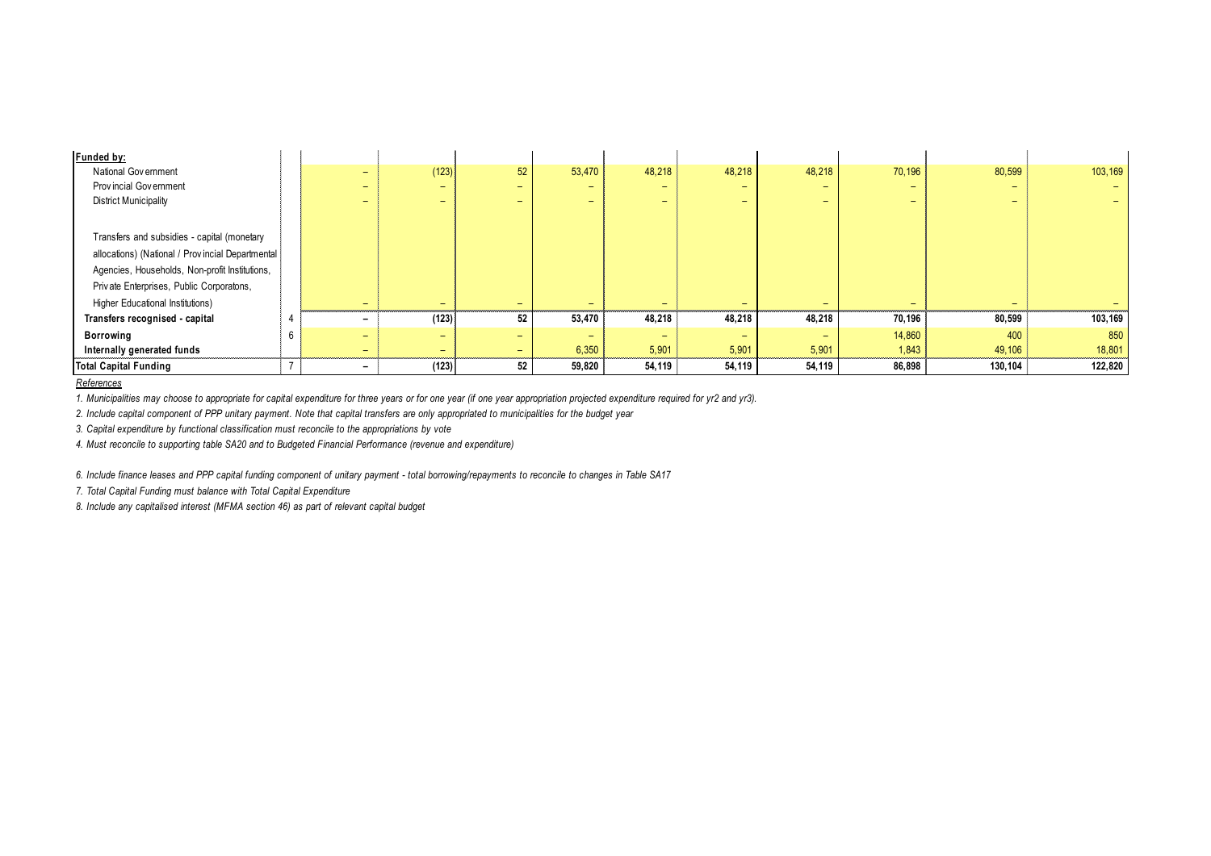| Funded by: | | | | | | | | | | | |
|---|---|---|---|---|---|---|---|---|---|---|---|
| National Government | | – | (123) | 52 | 53,470 | 48,218 | 48,218 | 48,218 | 70,196 | 80,599 | 103,169 |
| Provincial Government | | – | – | – | – | – | – | – | – | – | – |
| District Municipality | | – | – | – | – | – | – | – | – | – | – |
| Transfers and subsidies - capital (monetary allocations) (National / Provincial Departmental Agencies, Households, Non-profit Institutions, Private Enterprises, Public Corporatons, Higher Educational Institutions) | | – | – | – | – | – | – | – | – | – | – |
| **Transfers recognised - capital** | 4 | **–** | **(123)** | **52** | **53,470** | **48,218** | **48,218** | **48,218** | **70,196** | **80,599** | **103,169** |
| **Borrowing** | 6 | – | – | – | – | – | – | – | 14,860 | 400 | 850 |
| **Internally generated funds** | | – | – | – | 6,350 | 5,901 | 5,901 | 5,901 | 1,843 | 49,106 | 18,801 |
| **Total Capital Funding** | 7 | **–** | **(123)** | **52** | **59,820** | **54,119** | **54,119** | **54,119** | **86,898** | **130,104** | **122,820** |

*References*

*1. Municipalities may choose to appropriate for capital expenditure for three years or for one year (if one year appropriation projected expenditure required for yr2 and yr3).*

*2. Include capital component of PPP unitary payment. Note that capital transfers are only appropriated to municipalities for the budget year*

*3. Capital expenditure by functional classification must reconcile to the appropriations by vote*

*4. Must reconcile to supporting table SA20 and to Budgeted Financial Performance (revenue and expenditure)*

*6. Include finance leases and PPP capital funding component of unitary payment - total borrowing/repayments to reconcile to changes in Table SA17*

*7. Total Capital Funding must balance with Total Capital Expenditure*

*8. Include any capitalised interest (MFMA section 46) as part of relevant capital budget*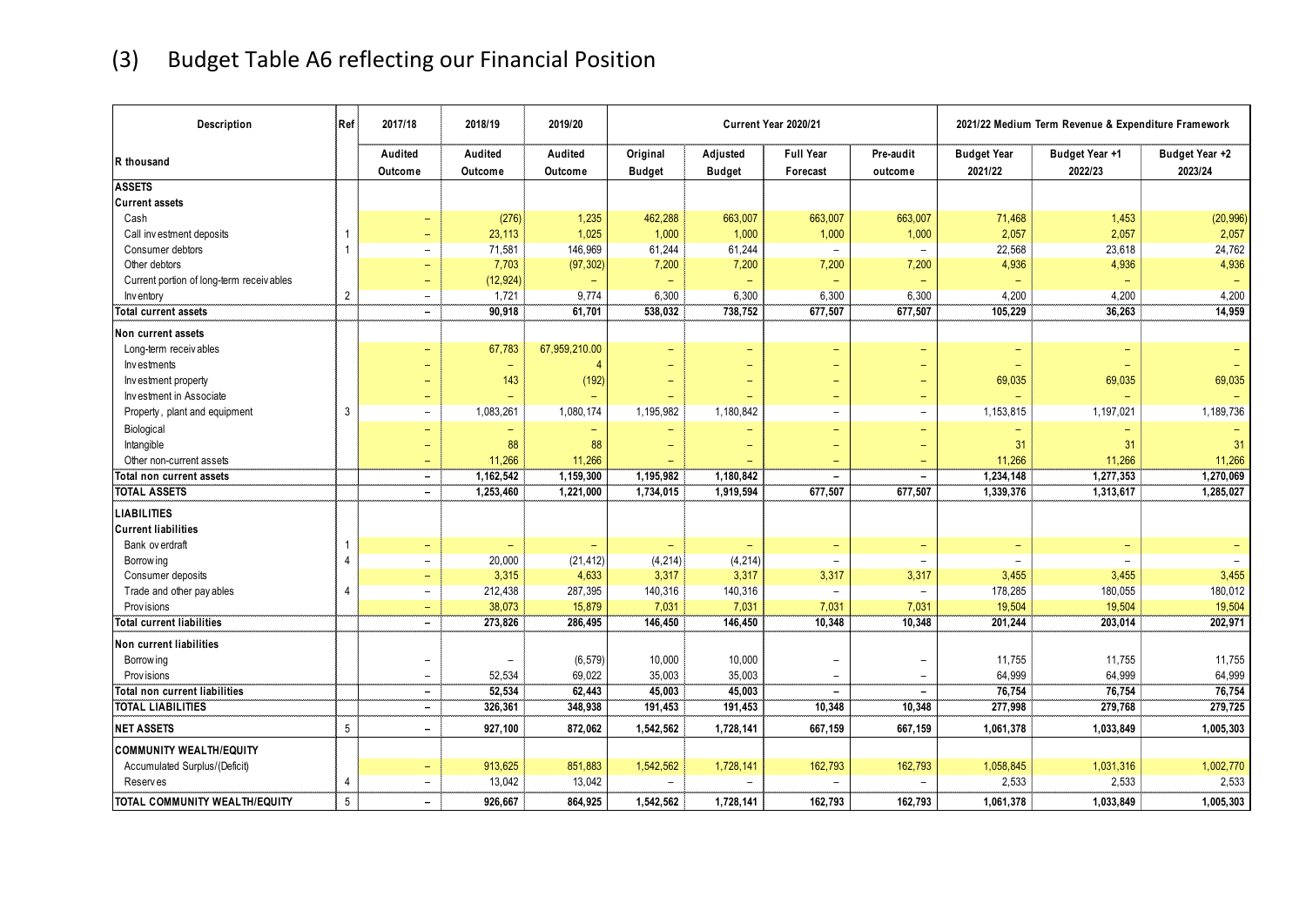## (3) Budget Table A6 reflecting our Financial Position

| Description | Ref | 2017/18 | 2018/19 | 2019/20 | Current Year 2020/21 | | | | 2021/22 Medium Term Revenue & Expenditure Framework | | |
|---|---|---|---|---|---|---|---|---|---|---|---|
| R thousand | | Audited Outcome | Audited Outcome | Audited Outcome | Original Budget | Adjusted Budget | Full Year Forecast | Pre-audit outcome | Budget Year 2021/22 | Budget Year +1 2022/23 | Budget Year +2 2023/24 |
| **ASSETS** | | | | | | | | | | | |
| **Current assets** | | | | | | | | | | | |
| Cash | | – | (276) | 1,235 | 462,288 | 663,007 | 663,007 | 663,007 | 71,468 | 1,453 | (20,996) |
| Call investment deposits | 1 | – | 23,113 | 1,025 | 1,000 | 1,000 | 1,000 | 1,000 | 2,057 | 2,057 | 2,057 |
| Consumer debtors | 1 | – | 71,581 | 146,969 | 61,244 | 61,244 | – | – | 22,568 | 23,618 | 24,762 |
| Other debtors | | – | 7,703 | (97,302) | 7,200 | 7,200 | 7,200 | 7,200 | 4,936 | 4,936 | 4,936 |
| Current portion of long-term receivables | | – | (12,924) | – | – | – | – | – | – | – | – |
| Inventory | 2 | – | 1,721 | 9,774 | 6,300 | 6,300 | 6,300 | 6,300 | 4,200 | 4,200 | 4,200 |
| **Total current assets** | | **–** | **90,918** | **61,701** | **538,032** | **738,752** | **677,507** | **677,507** | **105,229** | **36,263** | **14,959** |
| **Non current assets** | | | | | | | | | | | |
| Long-term receivables | | – | 67,783 | 67,959,210.00 | – | – | – | – | – | – | – |
| Investments | | – | – | 4 | – | – | – | – | – | – | – |
| Investment property | | – | 143 | (192) | – | – | – | – | 69,035 | 69,035 | 69,035 |
| Investment in Associate | | – | – | – | – | – | – | – | – | – | – |
| Property, plant and equipment | 3 | – | 1,083,261 | 1,080,174 | 1,195,982 | 1,180,842 | – | – | 1,153,815 | 1,197,021 | 1,189,736 |
| Biological | | – | – | – | – | – | – | – | – | – | – |
| Intangible | | – | 88 | 88 | – | – | – | – | 31 | 31 | 31 |
| Other non-current assets | | – | 11,266 | 11,266 | – | – | – | – | 11,266 | 11,266 | 11,266 |
| **Total non current assets** | | **–** | **1,162,542** | **1,159,300** | **1,195,982** | **1,180,842** | **–** | **–** | **1,234,148** | **1,277,353** | **1,270,069** |
| **TOTAL ASSETS** | | **–** | **1,253,460** | **1,221,000** | **1,734,015** | **1,919,594** | **677,507** | **677,507** | **1,339,376** | **1,313,617** | **1,285,027** |
| **LIABILITIES** | | | | | | | | | | | |
| **Current liabilities** | | | | | | | | | | | |
| Bank overdraft | 1 | – | – | – | – | – | – | – | – | – | – |
| Borrowing | 4 | – | 20,000 | (21,412) | (4,214) | (4,214) | – | – | – | – | – |
| Consumer deposits | | – | 3,315 | 4,633 | 3,317 | 3,317 | 3,317 | 3,317 | 3,455 | 3,455 | 3,455 |
| Trade and other payables | 4 | – | 212,438 | 287,395 | 140,316 | 140,316 | – | – | 178,285 | 180,055 | 180,012 |
| Provisions | | – | 38,073 | 15,879 | 7,031 | 7,031 | 7,031 | 7,031 | 19,504 | 19,504 | 19,504 |
| **Total current liabilities** | | **–** | **273,826** | **286,495** | **146,450** | **146,450** | **10,348** | **10,348** | **201,244** | **203,014** | **202,971** |
| **Non current liabilities** | | | | | | | | | | | |
| Borrowing | | – | – | (6,579) | 10,000 | 10,000 | – | – | 11,755 | 11,755 | 11,755 |
| Provisions | | – | 52,534 | 69,022 | 35,003 | 35,003 | – | – | 64,999 | 64,999 | 64,999 |
| **Total non current liabilities** | | **–** | **52,534** | **62,443** | **45,003** | **45,003** | **–** | **–** | **76,754** | **76,754** | **76,754** |
| **TOTAL LIABILITIES** | | **–** | **326,361** | **348,938** | **191,453** | **191,453** | **10,348** | **10,348** | **277,998** | **279,768** | **279,725** |
| **NET ASSETS** | 5 | **–** | **927,100** | **872,062** | **1,542,562** | **1,728,141** | **667,159** | **667,159** | **1,061,378** | **1,033,849** | **1,005,303** |
| **COMMUNITY WEALTH/EQUITY** | | | | | | | | | | | |
| Accumulated Surplus/(Deficit) | | – | 913,625 | 851,883 | 1,542,562 | 1,728,141 | 162,793 | 162,793 | 1,058,845 | 1,031,316 | 1,002,770 |
| Reserves | 4 | – | 13,042 | 13,042 | – | – | – | – | 2,533 | 2,533 | 2,533 |
| **TOTAL COMMUNITY WEALTH/EQUITY** | 5 | **–** | **926,667** | **864,925** | **1,542,562** | **1,728,141** | **162,793** | **162,793** | **1,061,378** | **1,033,849** | **1,005,303** |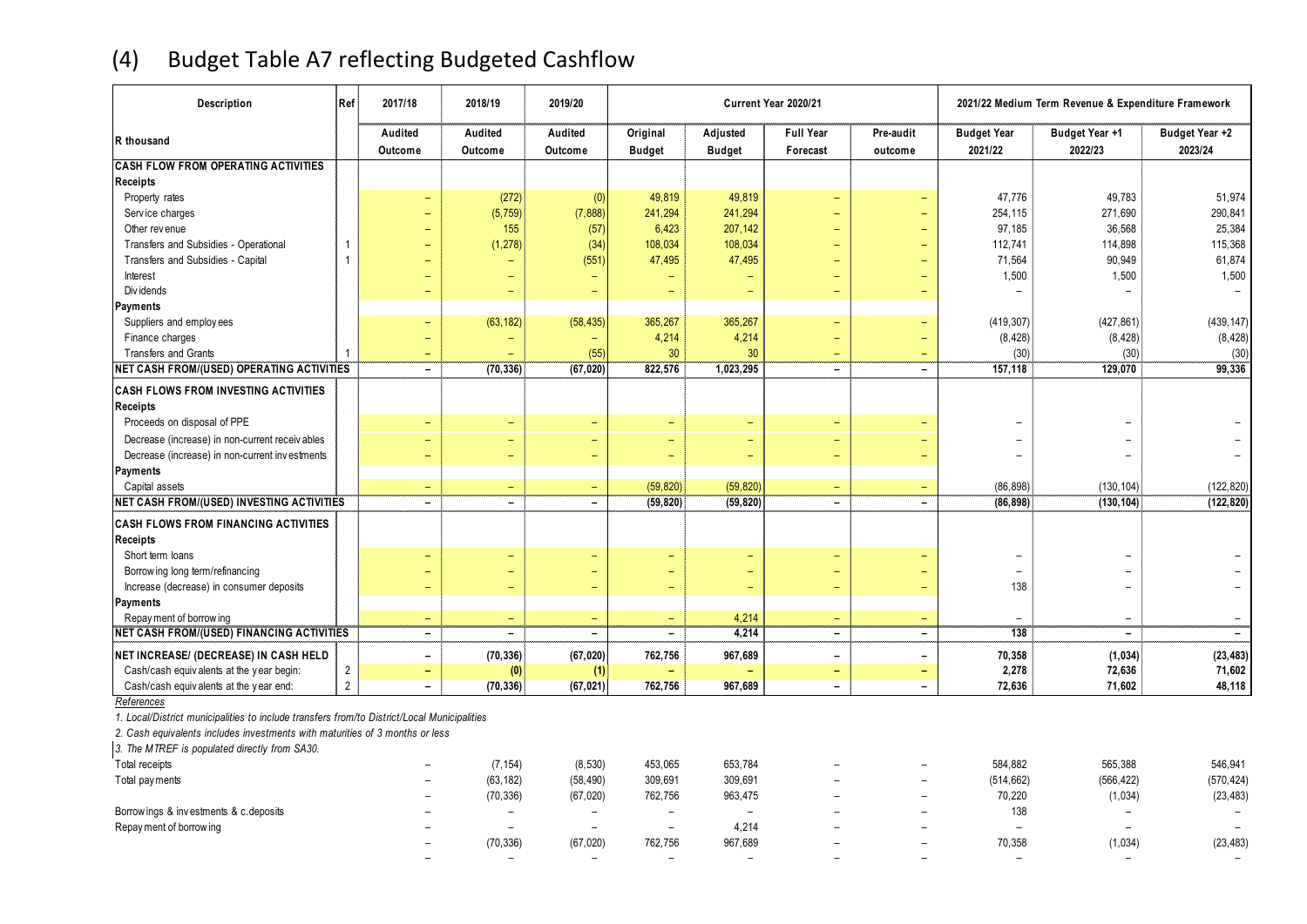## (4) Budget Table A7 reflecting Budgeted Cashflow

| Description | Ref | 2017/18 | 2018/19 | 2019/20 | Current Year 2020/21 | | | | 2021/22 Medium Term Revenue & Expenditure Framework | | |
|---|---|---|---|---|---|---|---|---|---|---|---|
| R thousand | | Audited Outcome | Audited Outcome | Audited Outcome | Original Budget | Adjusted Budget | Full Year Forecast | Pre-audit outcome | Budget Year 2021/22 | Budget Year +1 2022/23 | Budget Year +2 2023/24 |
| **CASH FLOW FROM OPERATING ACTIVITIES** | | | | | | | | | | | |
| **Receipts** | | | | | | | | | | | |
| Property rates | | – | (272) | (0) | 49,819 | 49,819 | – | – | 47,776 | 49,783 | 51,974 |
| Service charges | | – | (5,759) | (7,888) | 241,294 | 241,294 | – | – | 254,115 | 271,690 | 290,841 |
| Other revenue | | – | 155 | (57) | 6,423 | 207,142 | – | – | 97,185 | 36,568 | 25,384 |
| Transfers and Subsidies - Operational | 1 | – | (1,278) | (34) | 108,034 | 108,034 | – | – | 112,741 | 114,898 | 115,368 |
| Transfers and Subsidies - Capital | 1 | – | – | (551) | 47,495 | 47,495 | – | – | 71,564 | 90,949 | 61,874 |
| Interest | | – | – | – | – | – | – | – | 1,500 | 1,500 | 1,500 |
| Dividends | | – | – | – | – | – | – | – | – | – | – |
| **Payments** | | | | | | | | | | | |
| Suppliers and employees | | – | (63,182) | (58,435) | 365,267 | 365,267 | – | – | (419,307) | (427,861) | (439,147) |
| Finance charges | | – | – | – | 4,214 | 4,214 | – | – | (8,428) | (8,428) | (8,428) |
| Transfers and Grants | 1 | – | – | (55) | 30 | 30 | – | – | (30) | (30) | (30) |
| **NET CASH FROM/(USED) OPERATING ACTIVITIES** | | **–** | **(70,336)** | **(67,020)** | **822,576** | **1,023,295** | **–** | **–** | **157,118** | **129,070** | **99,336** |
| **CASH FLOWS FROM INVESTING ACTIVITIES** | | | | | | | | | | | |
| **Receipts** | | | | | | | | | | | |
| Proceeds on disposal of PPE | | – | – | – | – | – | – | – | – | – | – |
| Decrease (increase) in non-current receivables | | – | – | – | – | – | – | – | – | – | – |
| Decrease (increase) in non-current investments | | – | – | – | – | – | – | – | – | – | – |
| **Payments** | | | | | | | | | | | |
| Capital assets | | – | – | – | (59,820) | (59,820) | – | – | (86,898) | (130,104) | (122,820) |
| **NET CASH FROM/(USED) INVESTING ACTIVITIES** | | **–** | **–** | **–** | **(59,820)** | **(59,820)** | **–** | **–** | **(86,898)** | **(130,104)** | **(122,820)** |
| **CASH FLOWS FROM FINANCING ACTIVITIES** | | | | | | | | | | | |
| **Receipts** | | | | | | | | | | | |
| Short term loans | | – | – | – | – | – | – | – | – | – | – |
| Borrowing long term/refinancing | | – | – | – | – | – | – | – | – | – | – |
| Increase (decrease) in consumer deposits | | – | – | – | – | – | – | – | 138 | – | – |
| **Payments** | | | | | | | | | | | |
| Repayment of borrowing | | – | – | – | – | 4,214 | – | – | – | – | – |
| **NET CASH FROM/(USED) FINANCING ACTIVITIES** | | **–** | **–** | **–** | **–** | **4,214** | **–** | **–** | **138** | **–** | **–** |
| **NET INCREASE/ (DECREASE) IN CASH HELD** | | **–** | **(70,336)** | **(67,020)** | **762,756** | **967,689** | **–** | **–** | **70,358** | **(1,034)** | **(23,483)** |
| Cash/cash equivalents at the year begin: | 2 | **–** | **(0)** | **(1)** | **–** | **–** | **–** | **–** | **2,278** | **72,636** | **71,602** |
| Cash/cash equivalents at the year end: | 2 | **–** | **(70,336)** | **(67,021)** | **762,756** | **967,689** | **–** | **–** | **72,636** | **71,602** | **48,118** |

*References*

*1. Local/District municipalities to include transfers from/to District/Local Municipalities*

*2. Cash equivalents includes investments with maturities of 3 months or less*

*3. The MTREF is populated directly from SA30.*

| | 2017/18 | 2018/19 | 2019/20 | Original Budget | Adjusted Budget | Full Year Forecast | Pre-audit outcome | 2021/22 | 2022/23 | 2023/24 |
|---|---|---|---|---|---|---|---|---|---|---|
| Total receipts | – | (7,154) | (8,530) | 453,065 | 653,784 | – | – | 584,882 | 565,388 | 546,941 |
| Total payments | – | (63,182) | (58,490) | 309,691 | 309,691 | – | – | (514,662) | (566,422) | (570,424) |
| | – | (70,336) | (67,020) | 762,756 | 963,475 | – | – | 70,220 | (1,034) | (23,483) |
| Borrowings & investments & c.deposits | – | – | – | – | – | – | – | 138 | – | – |
| Repayment of borrowing | – | – | – | – | 4,214 | – | – | – | – | – |
| | – | (70,336) | (67,020) | 762,756 | 967,689 | – | – | 70,358 | (1,034) | (23,483) |
| | – | – | – | – | – | – | – | – | – | – |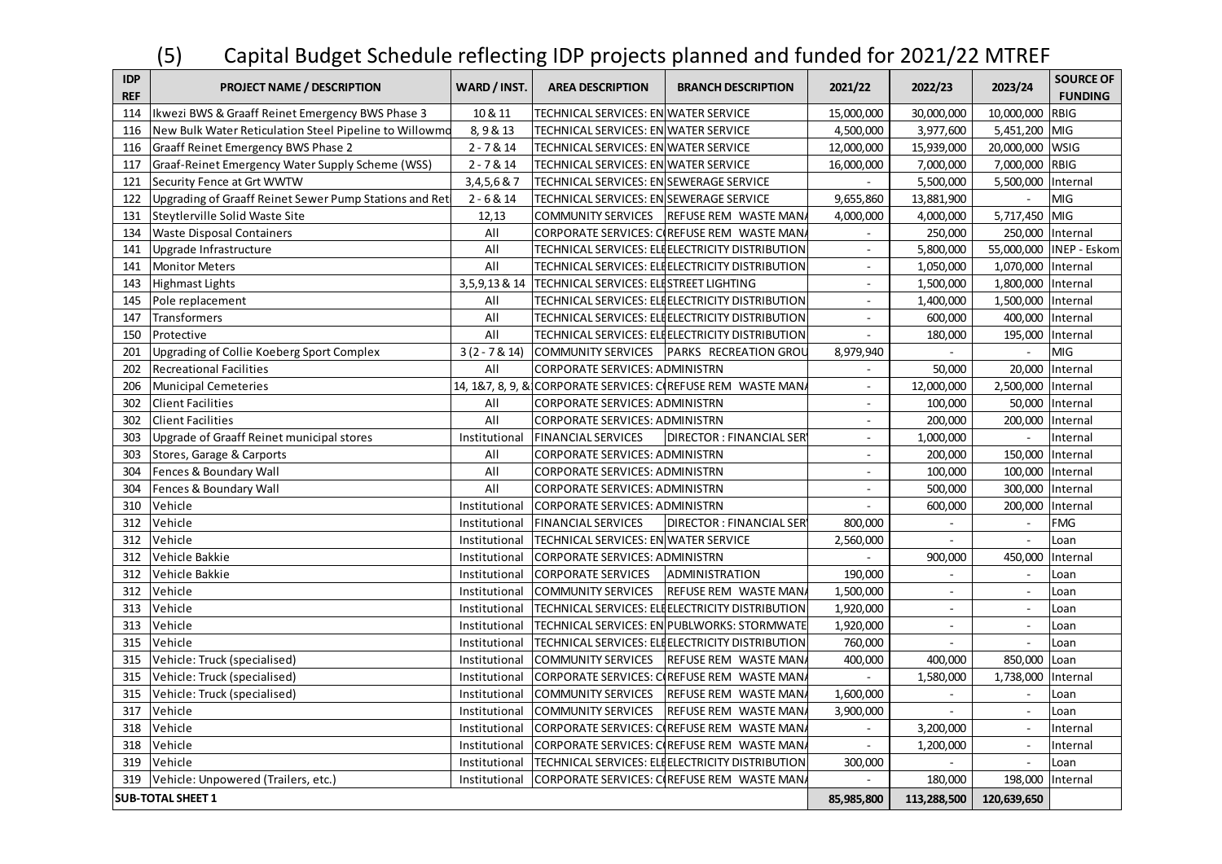# (5) Capital Budget Schedule reflecting IDP projects planned and funded for 2021/22 MTREF

| IDP REF | PROJECT NAME / DESCRIPTION | WARD / INST. | AREA DESCRIPTION | BRANCH DESCRIPTION | 2021/22 | 2022/23 | 2023/24 | SOURCE OF FUNDING |
|---|---|---|---|---|---|---|---|---|
| 114 | Ikwezi BWS & Graaff Reinet Emergency BWS Phase 3 | 10 & 11 | TECHNICAL SERVICES: EN | WATER SERVICE | 15,000,000 | 30,000,000 | 10,000,000 | RBIG |
| 116 | New Bulk Water Reticulation Steel Pipeline to Willowmo | 8, 9 & 13 | TECHNICAL SERVICES: EN | WATER SERVICE | 4,500,000 | 3,977,600 | 5,451,200 | MIG |
| 116 | Graaff Reinet Emergency BWS Phase 2 | 2 - 7 & 14 | TECHNICAL SERVICES: EN | WATER SERVICE | 12,000,000 | 15,939,000 | 20,000,000 | WSIG |
| 117 | Graaf-Reinet Emergency Water Supply Scheme (WSS) | 2 - 7 & 14 | TECHNICAL SERVICES: EN | WATER SERVICE | 16,000,000 | 7,000,000 | 7,000,000 | RBIG |
| 121 | Security Fence at Grt WWTW | 3,4,5,6 & 7 | TECHNICAL SERVICES: EN | SEWERAGE SERVICE | - | 5,500,000 | 5,500,000 | Internal |
| 122 | Upgrading of Graaff Reinet Sewer Pump Stations and Ret | 2 - 6 & 14 | TECHNICAL SERVICES: EN | SEWERAGE SERVICE | 9,655,860 | 13,881,900 | - | MIG |
| 131 | Steytlerville Solid Waste Site | 12,13 | COMMUNITY SERVICES | REFUSE REM WASTE MAN/ | 4,000,000 | 4,000,000 | 5,717,450 | MIG |
| 134 | Waste Disposal Containers | All | CORPORATE SERVICES: C | REFUSE REM WASTE MAN/ | - | 250,000 | 250,000 | Internal |
| 141 | Upgrade Infrastructure | All | TECHNICAL SERVICES: ELE | ELECTRICITY DISTRIBUTION | - | 5,800,000 | 55,000,000 | INEP - Eskom |
| 141 | Monitor Meters | All | TECHNICAL SERVICES: ELE | ELECTRICITY DISTRIBUTION | - | 1,050,000 | 1,070,000 | Internal |
| 143 | Highmast Lights | 3,5,9,13 & 14 | TECHNICAL SERVICES: ELE | STREET LIGHTING | - | 1,500,000 | 1,800,000 | Internal |
| 145 | Pole replacement | All | TECHNICAL SERVICES: ELE | ELECTRICITY DISTRIBUTION | - | 1,400,000 | 1,500,000 | Internal |
| 147 | Transformers | All | TECHNICAL SERVICES: ELE | ELECTRICITY DISTRIBUTION | - | 600,000 | 400,000 | Internal |
| 150 | Protective | All | TECHNICAL SERVICES: ELE | ELECTRICITY DISTRIBUTION | - | 180,000 | 195,000 | Internal |
| 201 | Upgrading of Collie Koeberg Sport Complex | 3 (2 - 7 & 14) | COMMUNITY SERVICES | PARKS RECREATION GROU | 8,979,940 | - | - | MIG |
| 202 | Recreational Facilities | All | CORPORATE SERVICES: ADMINISTRN | | - | 50,000 | 20,000 | Internal |
| 206 | Municipal Cemeteries | 14, 1&7, 8, 9, & | CORPORATE SERVICES: C | REFUSE REM WASTE MAN/ | - | 12,000,000 | 2,500,000 | Internal |
| 302 | Client Facilities | All | CORPORATE SERVICES: ADMINISTRN | | - | 100,000 | 50,000 | Internal |
| 302 | Client Facilities | All | CORPORATE SERVICES: ADMINISTRN | | - | 200,000 | 200,000 | Internal |
| 303 | Upgrade of Graaff Reinet municipal stores | Institutional | FINANCIAL SERVICES | DIRECTOR : FINANCIAL SER | - | 1,000,000 | - | Internal |
| 303 | Stores, Garage & Carports | All | CORPORATE SERVICES: ADMINISTRN | | - | 200,000 | 150,000 | Internal |
| 304 | Fences & Boundary Wall | All | CORPORATE SERVICES: ADMINISTRN | | - | 100,000 | 100,000 | Internal |
| 304 | Fences & Boundary Wall | All | CORPORATE SERVICES: ADMINISTRN | | - | 500,000 | 300,000 | Internal |
| 310 | Vehicle | Institutional | CORPORATE SERVICES: ADMINISTRN | | - | 600,000 | 200,000 | Internal |
| 312 | Vehicle | Institutional | FINANCIAL SERVICES | DIRECTOR : FINANCIAL SER | 800,000 | - | - | FMG |
| 312 | Vehicle | Institutional | TECHNICAL SERVICES: EN | WATER SERVICE | 2,560,000 | - | - | Loan |
| 312 | Vehicle Bakkie | Institutional | CORPORATE SERVICES: ADMINISTRN | | - | 900,000 | 450,000 | Internal |
| 312 | Vehicle Bakkie | Institutional | CORPORATE SERVICES | ADMINISTRATION | 190,000 | - | - | Loan |
| 312 | Vehicle | Institutional | COMMUNITY SERVICES | REFUSE REM WASTE MAN/ | 1,500,000 | - | - | Loan |
| 313 | Vehicle | Institutional | TECHNICAL SERVICES: ELE | ELECTRICITY DISTRIBUTION | 1,920,000 | - | - | Loan |
| 313 | Vehicle | Institutional | TECHNICAL SERVICES: EN | PUBLWORKS: STORMWATE | 1,920,000 | - | - | Loan |
| 315 | Vehicle | Institutional | TECHNICAL SERVICES: ELE | ELECTRICITY DISTRIBUTION | 760,000 | - | - | Loan |
| 315 | Vehicle: Truck (specialised) | Institutional | COMMUNITY SERVICES | REFUSE REM WASTE MAN/ | 400,000 | 400,000 | 850,000 | Loan |
| 315 | Vehicle: Truck (specialised) | Institutional | CORPORATE SERVICES: C | REFUSE REM WASTE MAN/ | - | 1,580,000 | 1,738,000 | Internal |
| 315 | Vehicle: Truck (specialised) | Institutional | COMMUNITY SERVICES | REFUSE REM WASTE MAN/ | 1,600,000 | - | - | Loan |
| 317 | Vehicle | Institutional | COMMUNITY SERVICES | REFUSE REM WASTE MAN/ | 3,900,000 | - | - | Loan |
| 318 | Vehicle | Institutional | CORPORATE SERVICES: C | REFUSE REM WASTE MAN/ | - | 3,200,000 | - | Internal |
| 318 | Vehicle | Institutional | CORPORATE SERVICES: C | REFUSE REM WASTE MAN/ | - | 1,200,000 | - | Internal |
| 319 | Vehicle | Institutional | TECHNICAL SERVICES: ELE | ELECTRICITY DISTRIBUTION | 300,000 | - | - | Loan |
| 319 | Vehicle: Unpowered (Trailers, etc.) | Institutional | CORPORATE SERVICES: C | REFUSE REM WASTE MAN/ | - | 180,000 | 198,000 | Internal |
| **SUB-TOTAL SHEET 1** | | | | | **85,985,800** | **113,288,500** | **120,639,650** | |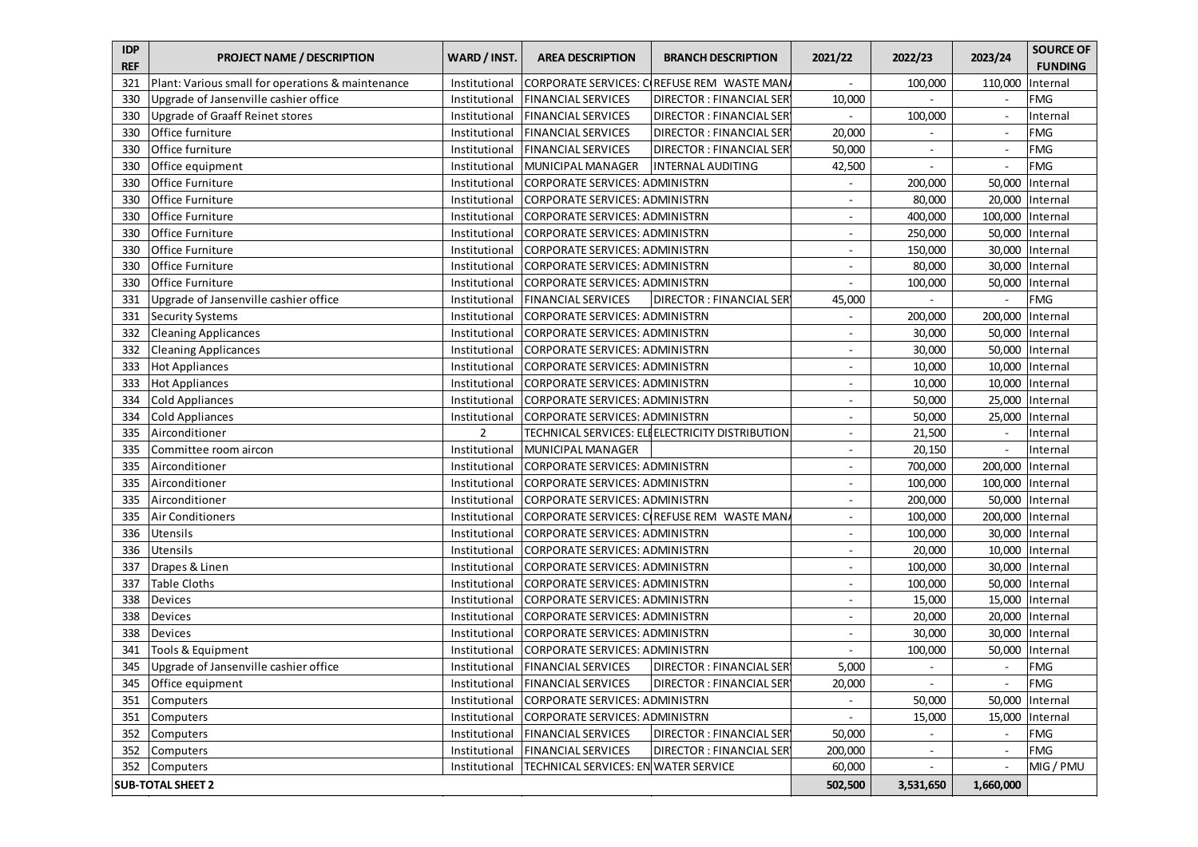| IDP REF | PROJECT NAME / DESCRIPTION | WARD / INST. | AREA DESCRIPTION | BRANCH DESCRIPTION | 2021/22 | 2022/23 | 2023/24 | SOURCE OF FUNDING |
|---|---|---|---|---|---|---|---|---|
| 321 | Plant: Various small for operations & maintenance | Institutional | CORPORATE SERVICES: C | REFUSE REM WASTE MAN | - | 100,000 | 110,000 | Internal |
| 330 | Upgrade of Jansenville cashier office | Institutional | FINANCIAL SERVICES | DIRECTOR : FINANCIAL SER | 10,000 | - | - | FMG |
| 330 | Upgrade of Graaff Reinet stores | Institutional | FINANCIAL SERVICES | DIRECTOR : FINANCIAL SER | - | 100,000 | - | Internal |
| 330 | Office furniture | Institutional | FINANCIAL SERVICES | DIRECTOR : FINANCIAL SER | 20,000 | - | - | FMG |
| 330 | Office furniture | Institutional | FINANCIAL SERVICES | DIRECTOR : FINANCIAL SER | 50,000 | - | - | FMG |
| 330 | Office equipment | Institutional | MUNICIPAL MANAGER | INTERNAL AUDITING | 42,500 | - | - | FMG |
| 330 | Office Furniture | Institutional | CORPORATE SERVICES: ADMINISTRN | | - | 200,000 | 50,000 | Internal |
| 330 | Office Furniture | Institutional | CORPORATE SERVICES: ADMINISTRN | | - | 80,000 | 20,000 | Internal |
| 330 | Office Furniture | Institutional | CORPORATE SERVICES: ADMINISTRN | | - | 400,000 | 100,000 | Internal |
| 330 | Office Furniture | Institutional | CORPORATE SERVICES: ADMINISTRN | | - | 250,000 | 50,000 | Internal |
| 330 | Office Furniture | Institutional | CORPORATE SERVICES: ADMINISTRN | | - | 150,000 | 30,000 | Internal |
| 330 | Office Furniture | Institutional | CORPORATE SERVICES: ADMINISTRN | | - | 80,000 | 30,000 | Internal |
| 330 | Office Furniture | Institutional | CORPORATE SERVICES: ADMINISTRN | | - | 100,000 | 50,000 | Internal |
| 331 | Upgrade of Jansenville cashier office | Institutional | FINANCIAL SERVICES | DIRECTOR : FINANCIAL SER | 45,000 | - | - | FMG |
| 331 | Security Systems | Institutional | CORPORATE SERVICES: ADMINISTRN | | - | 200,000 | 200,000 | Internal |
| 332 | Cleaning Applicances | Institutional | CORPORATE SERVICES: ADMINISTRN | | - | 30,000 | 50,000 | Internal |
| 332 | Cleaning Applicances | Institutional | CORPORATE SERVICES: ADMINISTRN | | - | 30,000 | 50,000 | Internal |
| 333 | Hot Appliances | Institutional | CORPORATE SERVICES: ADMINISTRN | | - | 10,000 | 10,000 | Internal |
| 333 | Hot Appliances | Institutional | CORPORATE SERVICES: ADMINISTRN | | - | 10,000 | 10,000 | Internal |
| 334 | Cold Appliances | Institutional | CORPORATE SERVICES: ADMINISTRN | | - | 50,000 | 25,000 | Internal |
| 334 | Cold Appliances | Institutional | CORPORATE SERVICES: ADMINISTRN | | - | 50,000 | 25,000 | Internal |
| 335 | Airconditioner | 2 | TECHNICAL SERVICES: EL | ELECTRICITY DISTRIBUTION | - | 21,500 | - | Internal |
| 335 | Committee room aircon | Institutional | MUNICIPAL MANAGER | | - | 20,150 | - | Internal |
| 335 | Airconditioner | Institutional | CORPORATE SERVICES: ADMINISTRN | | - | 700,000 | 200,000 | Internal |
| 335 | Airconditioner | Institutional | CORPORATE SERVICES: ADMINISTRN | | - | 100,000 | 100,000 | Internal |
| 335 | Airconditioner | Institutional | CORPORATE SERVICES: ADMINISTRN | | - | 200,000 | 50,000 | Internal |
| 335 | Air Conditioners | Institutional | CORPORATE SERVICES: C | REFUSE REM WASTE MAN | - | 100,000 | 200,000 | Internal |
| 336 | Utensils | Institutional | CORPORATE SERVICES: ADMINISTRN | | - | 100,000 | 30,000 | Internal |
| 336 | Utensils | Institutional | CORPORATE SERVICES: ADMINISTRN | | - | 20,000 | 10,000 | Internal |
| 337 | Drapes & Linen | Institutional | CORPORATE SERVICES: ADMINISTRN | | - | 100,000 | 30,000 | Internal |
| 337 | Table Cloths | Institutional | CORPORATE SERVICES: ADMINISTRN | | - | 100,000 | 50,000 | Internal |
| 338 | Devices | Institutional | CORPORATE SERVICES: ADMINISTRN | | - | 15,000 | 15,000 | Internal |
| 338 | Devices | Institutional | CORPORATE SERVICES: ADMINISTRN | | - | 20,000 | 20,000 | Internal |
| 338 | Devices | Institutional | CORPORATE SERVICES: ADMINISTRN | | - | 30,000 | 30,000 | Internal |
| 341 | Tools & Equipment | Institutional | CORPORATE SERVICES: ADMINISTRN | | - | 100,000 | 50,000 | Internal |
| 345 | Upgrade of Jansenville cashier office | Institutional | FINANCIAL SERVICES | DIRECTOR : FINANCIAL SER | 5,000 | - | - | FMG |
| 345 | Office equipment | Institutional | FINANCIAL SERVICES | DIRECTOR : FINANCIAL SER | 20,000 | - | - | FMG |
| 351 | Computers | Institutional | CORPORATE SERVICES: ADMINISTRN | | - | 50,000 | 50,000 | Internal |
| 351 | Computers | Institutional | CORPORATE SERVICES: ADMINISTRN | | - | 15,000 | 15,000 | Internal |
| 352 | Computers | Institutional | FINANCIAL SERVICES | DIRECTOR : FINANCIAL SER | 50,000 | - | - | FMG |
| 352 | Computers | Institutional | FINANCIAL SERVICES | DIRECTOR : FINANCIAL SER | 200,000 | - | - | FMG |
| 352 | Computers | Institutional | TECHNICAL SERVICES: EN | WATER SERVICE | 60,000 | - | - | MIG / PMU |
| **SUB-TOTAL SHEET 2** | | | | | **502,500** | **3,531,650** | **1,660,000** | |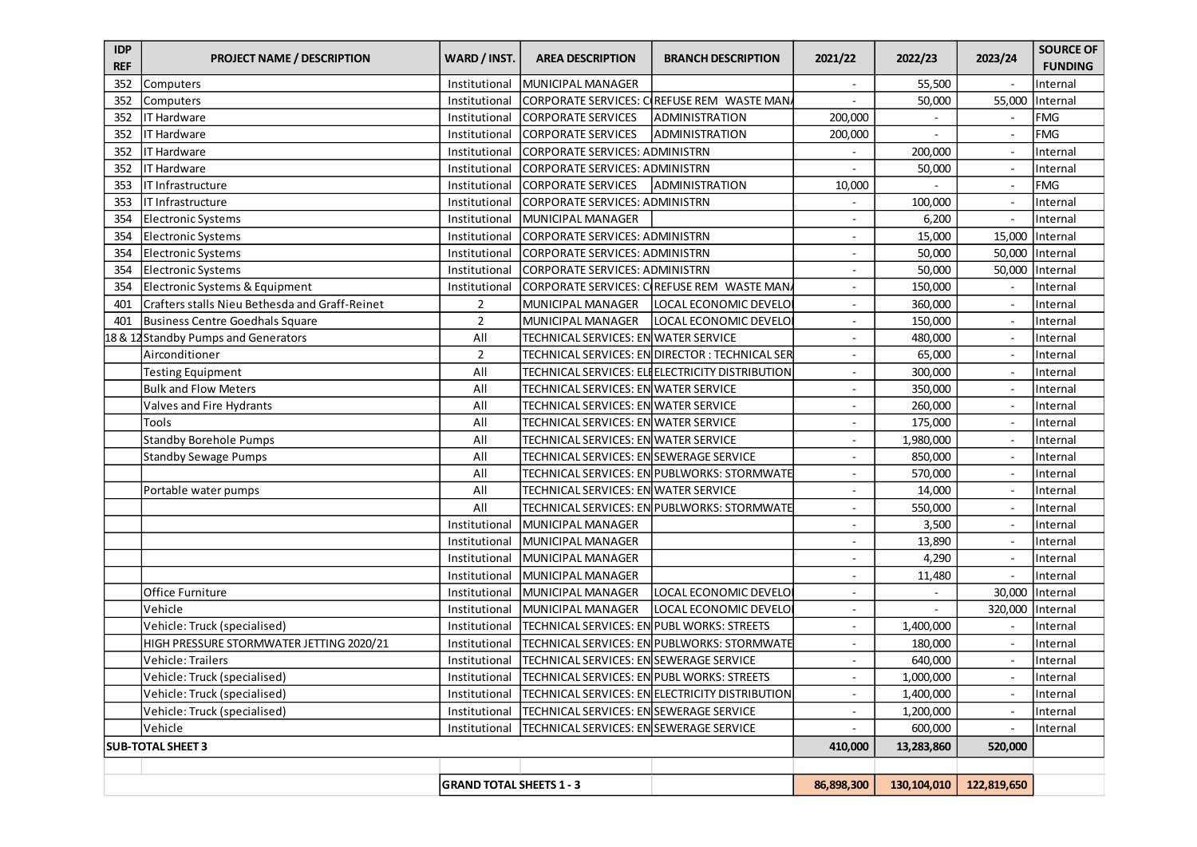| IDP REF | PROJECT NAME / DESCRIPTION | WARD / INST. | AREA DESCRIPTION | BRANCH DESCRIPTION | 2021/22 | 2022/23 | 2023/24 | SOURCE OF FUNDING |
|---|---|---|---|---|---|---|---|---|
| 352 | Computers | Institutional | MUNICIPAL MANAGER | | - | 55,500 | - | Internal |
| 352 | Computers | Institutional | CORPORATE SERVICES: C | REFUSE REM WASTE MAN/ | - | 50,000 | 55,000 | Internal |
| 352 | IT Hardware | Institutional | CORPORATE SERVICES | ADMINISTRATION | 200,000 | - | - | FMG |
| 352 | IT Hardware | Institutional | CORPORATE SERVICES | ADMINISTRATION | 200,000 | - | - | FMG |
| 352 | IT Hardware | Institutional | CORPORATE SERVICES: ADMINISTRN | | - | 200,000 | - | Internal |
| 352 | IT Hardware | Institutional | CORPORATE SERVICES: ADMINISTRN | | - | 50,000 | - | Internal |
| 353 | IT Infrastructure | Institutional | CORPORATE SERVICES | ADMINISTRATION | 10,000 | - | - | FMG |
| 353 | IT Infrastructure | Institutional | CORPORATE SERVICES: ADMINISTRN | | - | 100,000 | - | Internal |
| 354 | Electronic Systems | Institutional | MUNICIPAL MANAGER | | - | 6,200 | - | Internal |
| 354 | Electronic Systems | Institutional | CORPORATE SERVICES: ADMINISTRN | | - | 15,000 | 15,000 | Internal |
| 354 | Electronic Systems | Institutional | CORPORATE SERVICES: ADMINISTRN | | - | 50,000 | 50,000 | Internal |
| 354 | Electronic Systems | Institutional | CORPORATE SERVICES: ADMINISTRN | | - | 50,000 | 50,000 | Internal |
| 354 | Electronic Systems & Equipment | Institutional | CORPORATE SERVICES: C | REFUSE REM WASTE MAN/ | - | 150,000 | - | Internal |
| 401 | Crafters stalls Nieu Bethesda and Graff-Reinet | 2 | MUNICIPAL MANAGER | LOCAL ECONOMIC DEVELO | - | 360,000 | - | Internal |
| 401 | Business Centre Goedhals Square | 2 | MUNICIPAL MANAGER | LOCAL ECONOMIC DEVELO | - | 150,000 | - | Internal |
| 18 & 12 | Standby Pumps and Generators | All | TECHNICAL SERVICES: EN | WATER SERVICE | - | 480,000 | - | Internal |
| | Airconditioner | 2 | TECHNICAL SERVICES: EN | DIRECTOR : TECHNICAL SER | - | 65,000 | - | Internal |
| | Testing Equipment | All | TECHNICAL SERVICES: EL | ELECTRICITY DISTRIBUTION | - | 300,000 | - | Internal |
| | Bulk and Flow Meters | All | TECHNICAL SERVICES: EN | WATER SERVICE | - | 350,000 | - | Internal |
| | Valves and Fire Hydrants | All | TECHNICAL SERVICES: EN | WATER SERVICE | - | 260,000 | - | Internal |
| | Tools | All | TECHNICAL SERVICES: EN | WATER SERVICE | - | 175,000 | - | Internal |
| | Standby Borehole Pumps | All | TECHNICAL SERVICES: EN | WATER SERVICE | - | 1,980,000 | - | Internal |
| | Standby Sewage Pumps | All | TECHNICAL SERVICES: EN | SEWERAGE SERVICE | - | 850,000 | - | Internal |
| | | All | TECHNICAL SERVICES: EN | PUBLWORKS: STORMWATE | - | 570,000 | - | Internal |
| | Portable water pumps | All | TECHNICAL SERVICES: EN | WATER SERVICE | - | 14,000 | - | Internal |
| | | All | TECHNICAL SERVICES: EN | PUBLWORKS: STORMWATE | - | 550,000 | - | Internal |
| | | Institutional | MUNICIPAL MANAGER | | - | 3,500 | - | Internal |
| | | Institutional | MUNICIPAL MANAGER | | - | 13,890 | - | Internal |
| | | Institutional | MUNICIPAL MANAGER | | - | 4,290 | - | Internal |
| | | Institutional | MUNICIPAL MANAGER | | - | 11,480 | - | Internal |
| | Office Furniture | Institutional | MUNICIPAL MANAGER | LOCAL ECONOMIC DEVELO | - | - | 30,000 | Internal |
| | Vehicle | Institutional | MUNICIPAL MANAGER | LOCAL ECONOMIC DEVELO | - | - | 320,000 | Internal |
| | Vehicle: Truck (specialised) | Institutional | TECHNICAL SERVICES: EN | PUBL WORKS: STREETS | - | 1,400,000 | - | Internal |
| | HIGH PRESSURE STORMWATER JETTING 2020/21 | Institutional | TECHNICAL SERVICES: EN | PUBLWORKS: STORMWATE | - | 180,000 | - | Internal |
| | Vehicle: Trailers | Institutional | TECHNICAL SERVICES: EN | SEWERAGE SERVICE | - | 640,000 | - | Internal |
| | Vehicle: Truck (specialised) | Institutional | TECHNICAL SERVICES: EN | PUBL WORKS: STREETS | - | 1,000,000 | - | Internal |
| | Vehicle: Truck (specialised) | Institutional | TECHNICAL SERVICES: EN | ELECTRICITY DISTRIBUTION | - | 1,400,000 | - | Internal |
| | Vehicle: Truck (specialised) | Institutional | TECHNICAL SERVICES: EN | SEWERAGE SERVICE | - | 1,200,000 | - | Internal |
| | Vehicle | Institutional | TECHNICAL SERVICES: EN | SEWERAGE SERVICE | - | 600,000 | - | Internal |
| **SUB-TOTAL SHEET 3** | | | | | **410,000** | **13,283,860** | **520,000** | |
| | | | | | | | | |
| | | **GRAND TOTAL SHEETS 1 - 3** | | | **86,898,300** | **130,104,010** | **122,819,650** | |